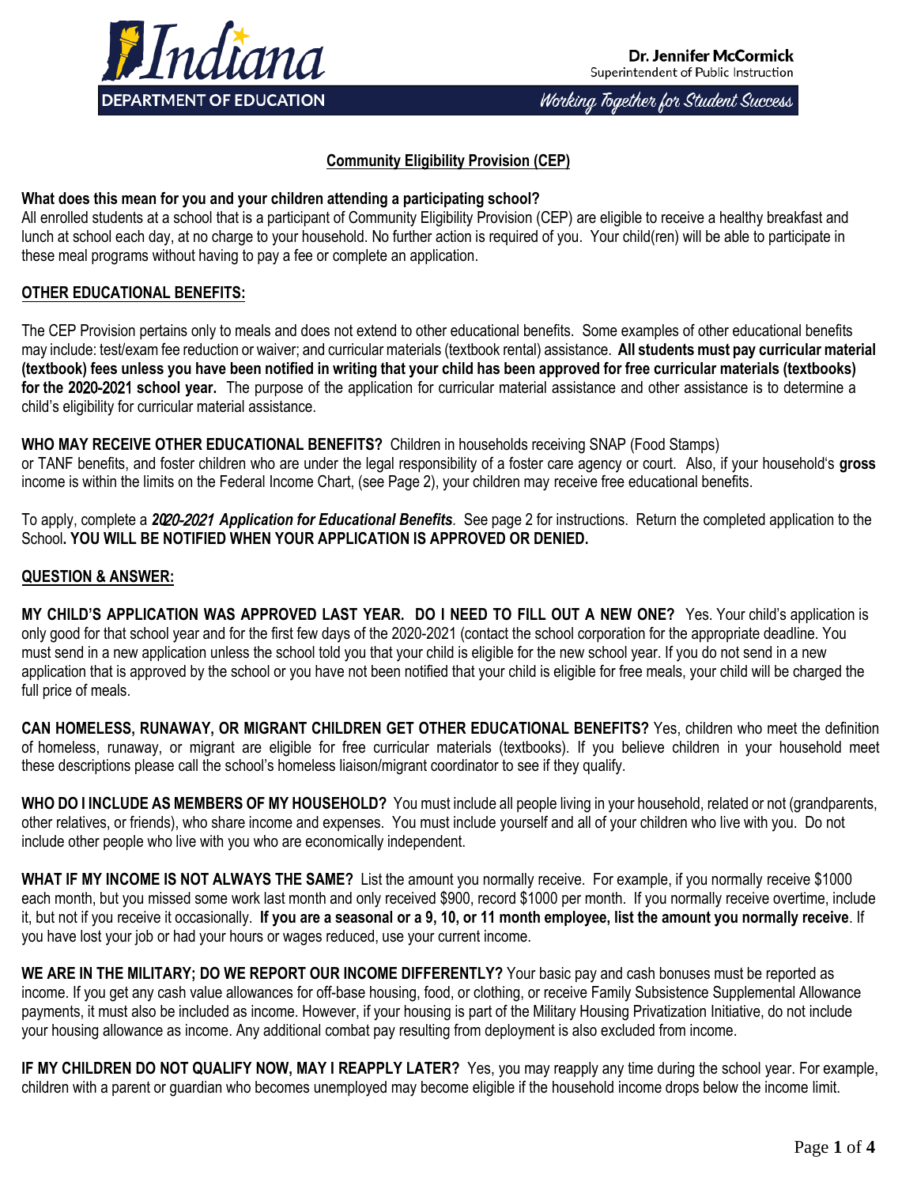Indiana DEPARTMENT OF EDUCATION

Dr. Jennifer McCormick
Superintendent of Public Instruction

*Working Together for Student Success*

# Community Eligibility Provision (CEP)

**What does this mean for you and your children attending a participating school?**
All enrolled students at a school that is a participant of Community Eligibility Provision (CEP) are eligible to receive a healthy breakfast and lunch at school each day, at no charge to your household. No further action is required of you. Your child(ren) will be able to participate in these meal programs without having to pay a fee or complete an application.

## OTHER EDUCATIONAL BENEFITS:

The CEP Provision pertains only to meals and does not extend to other educational benefits. Some examples of other educational benefits may include: test/exam fee reduction or waiver; and curricular materials (textbook rental) assistance. **All students must pay curricular material (textbook) fees unless you have been notified in writing that your child has been approved for free curricular materials (textbooks) for the 2020-2021 school year.** The purpose of the application for curricular material assistance and other assistance is to determine a child's eligibility for curricular material assistance.

**WHO MAY RECEIVE OTHER EDUCATIONAL BENEFITS?** Children in households receiving SNAP (Food Stamps) or TANF benefits, and foster children who are under the legal responsibility of a foster care agency or court. Also, if your household's **gross** income is within the limits on the Federal Income Chart, (see Page 2), your children may receive free educational benefits.

To apply, complete a ***2020-2021 Application for Educational Benefits****.* See page 2 for instructions. Return the completed application to the School**. YOU WILL BE NOTIFIED WHEN YOUR APPLICATION IS APPROVED OR DENIED.**

## QUESTION & ANSWER:

**MY CHILD'S APPLICATION WAS APPROVED LAST YEAR. DO I NEED TO FILL OUT A NEW ONE?** Yes. Your child's application is only good for that school year and for the first few days of the 2020-2021 (contact the school corporation for the appropriate deadline. You must send in a new application unless the school told you that your child is eligible for the new school year. If you do not send in a new application that is approved by the school or you have not been notified that your child is eligible for free meals, your child will be charged the full price of meals.

**CAN HOMELESS, RUNAWAY, OR MIGRANT CHILDREN GET OTHER EDUCATIONAL BENEFITS?** Yes, children who meet the definition of homeless, runaway, or migrant are eligible for free curricular materials (textbooks). If you believe children in your household meet these descriptions please call the school's homeless liaison/migrant coordinator to see if they qualify.

**WHO DO I INCLUDE AS MEMBERS OF MY HOUSEHOLD?** You must include all people living in your household, related or not (grandparents, other relatives, or friends), who share income and expenses. You must include yourself and all of your children who live with you. Do not include other people who live with you who are economically independent.

**WHAT IF MY INCOME IS NOT ALWAYS THE SAME?** List the amount you normally receive. For example, if you normally receive $1000 each month, but you missed some work last month and only received $900, record $1000 per month. If you normally receive overtime, include it, but not if you receive it occasionally. **If you are a seasonal or a 9, 10, or 11 month employee, list the amount you normally receive**. If you have lost your job or had your hours or wages reduced, use your current income.

**WE ARE IN THE MILITARY; DO WE REPORT OUR INCOME DIFFERENTLY?** Your basic pay and cash bonuses must be reported as income. If you get any cash value allowances for off-base housing, food, or clothing, or receive Family Subsistence Supplemental Allowance payments, it must also be included as income. However, if your housing is part of the Military Housing Privatization Initiative, do not include your housing allowance as income. Any additional combat pay resulting from deployment is also excluded from income.

**IF MY CHILDREN DO NOT QUALIFY NOW, MAY I REAPPLY LATER?** Yes, you may reapply any time during the school year. For example, children with a parent or guardian who becomes unemployed may become eligible if the household income drops below the income limit.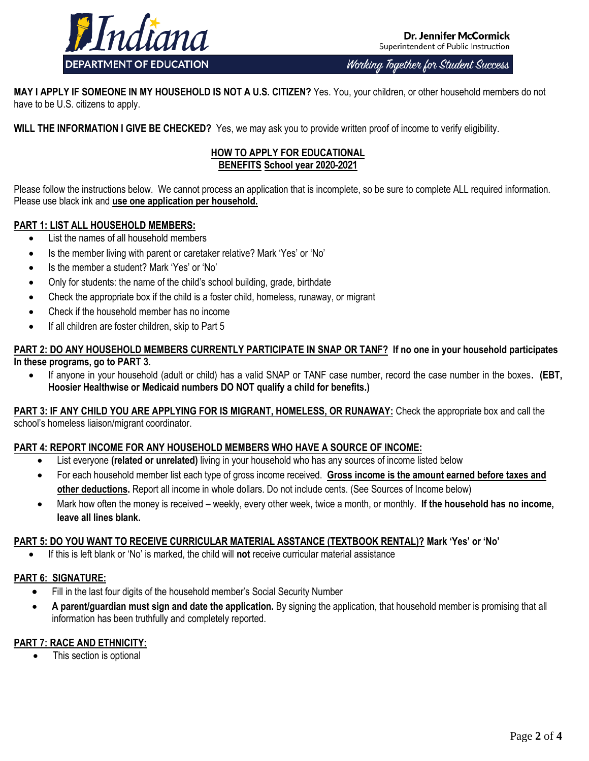**MAY I APPLY IF SOMEONE IN MY HOUSEHOLD IS NOT A U.S. CITIZEN?** Yes. You, your children, or other household members do not have to be U.S. citizens to apply.

**WILL THE INFORMATION I GIVE BE CHECKED?** Yes, we may ask you to provide written proof of income to verify eligibility.

## HOW TO APPLY FOR EDUCATIONAL BENEFITS School year 2020-2021

Please follow the instructions below. We cannot process an application that is incomplete, so be sure to complete ALL required information. Please use black ink and **use one application per household.**

### PART 1: LIST ALL HOUSEHOLD MEMBERS:

- List the names of all household members
- Is the member living with parent or caretaker relative? Mark 'Yes' or 'No'
- Is the member a student? Mark 'Yes' or 'No'
- Only for students: the name of the child's school building, grade, birthdate
- Check the appropriate box if the child is a foster child, homeless, runaway, or migrant
- Check if the household member has no income
- If all children are foster children, skip to Part 5

### PART 2: DO ANY HOUSEHOLD MEMBERS CURRENTLY PARTICIPATE IN SNAP OR TANF? If no one in your household participates In these programs, go to PART 3.

- If anyone in your household (adult or child) has a valid SNAP or TANF case number, record the case number in the boxes. **(EBT, Hoosier Healthwise or Medicaid numbers DO NOT qualify a child for benefits.)**

**PART 3: IF ANY CHILD YOU ARE APPLYING FOR IS MIGRANT, HOMELESS, OR RUNAWAY:** Check the appropriate box and call the school's homeless liaison/migrant coordinator.

### PART 4: REPORT INCOME FOR ANY HOUSEHOLD MEMBERS WHO HAVE A SOURCE OF INCOME:

- List everyone **(related or unrelated)** living in your household who has any sources of income listed below
- For each household member list each type of gross income received. **Gross income is the amount earned before taxes and other deductions.** Report all income in whole dollars. Do not include cents. (See Sources of Income below)
- Mark how often the money is received – weekly, every other week, twice a month, or monthly. **If the household has no income, leave all lines blank.**

### PART 5: DO YOU WANT TO RECEIVE CURRICULAR MATERIAL ASSTANCE (TEXTBOOK RENTAL)? Mark 'Yes' or 'No'

- If this is left blank or 'No' is marked, the child will **not** receive curricular material assistance

### PART 6: SIGNATURE:

- Fill in the last four digits of the household member's Social Security Number
- **A parent/guardian must sign and date the application.** By signing the application, that household member is promising that all information has been truthfully and completely reported.

### PART 7: RACE AND ETHNICITY:

- This section is optional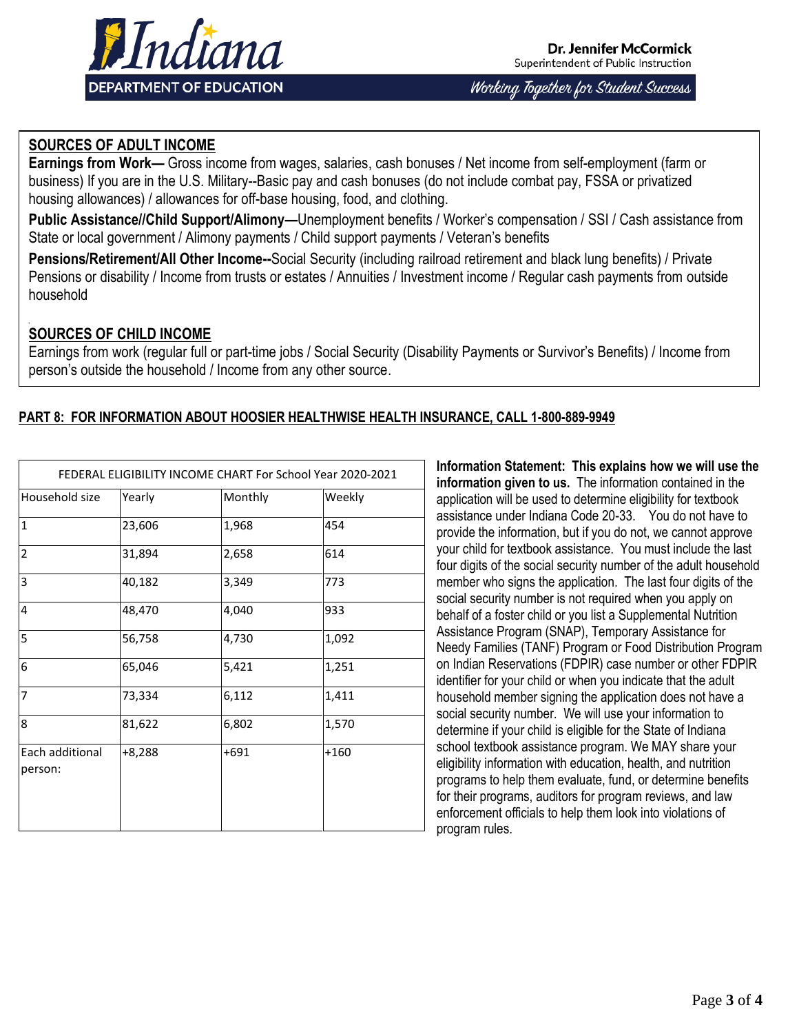## SOURCES OF ADULT INCOME

**Earnings from Work—** Gross income from wages, salaries, cash bonuses / Net income from self-employment (farm or business) If you are in the U.S. Military--Basic pay and cash bonuses (do not include combat pay, FSSA or privatized housing allowances) / allowances for off-base housing, food, and clothing.

**Public Assistance//Child Support/Alimony—**Unemployment benefits / Worker's compensation / SSI / Cash assistance from State or local government / Alimony payments / Child support payments / Veteran's benefits

**Pensions/Retirement/All Other Income--**Social Security (including railroad retirement and black lung benefits) / Private Pensions or disability / Income from trusts or estates / Annuities / Investment income / Regular cash payments from outside household

## SOURCES OF CHILD INCOME

Earnings from work (regular full or part-time jobs / Social Security (Disability Payments or Survivor's Benefits) / Income from person's outside the household / Income from any other source.

## PART 8: FOR INFORMATION ABOUT HOOSIER HEALTHWISE HEALTH INSURANCE, CALL 1-800-889-9949

| FEDERAL ELIGIBILITY INCOME CHART For School Year 2020-2021 | | | |
|---|---|---|---|
| Household size | Yearly | Monthly | Weekly |
| 1 | 23,606 | 1,968 | 454 |
| 2 | 31,894 | 2,658 | 614 |
| 3 | 40,182 | 3,349 | 773 |
| 4 | 48,470 | 4,040 | 933 |
| 5 | 56,758 | 4,730 | 1,092 |
| 6 | 65,046 | 5,421 | 1,251 |
| 7 | 73,334 | 6,112 | 1,411 |
| 8 | 81,622 | 6,802 | 1,570 |
| Each additional person: | +8,288 | +691 | +160 |

**Information Statement: This explains how we will use the information given to us.** The information contained in the application will be used to determine eligibility for textbook assistance under Indiana Code 20-33. You do not have to provide the information, but if you do not, we cannot approve your child for textbook assistance. You must include the last four digits of the social security number of the adult household member who signs the application. The last four digits of the social security number is not required when you apply on behalf of a foster child or you list a Supplemental Nutrition Assistance Program (SNAP), Temporary Assistance for Needy Families (TANF) Program or Food Distribution Program on Indian Reservations (FDPIR) case number or other FDPIR identifier for your child or when you indicate that the adult household member signing the application does not have a social security number. We will use your information to determine if your child is eligible for the State of Indiana school textbook assistance program. We MAY share your eligibility information with education, health, and nutrition programs to help them evaluate, fund, or determine benefits for their programs, auditors for program reviews, and law enforcement officials to help them look into violations of program rules.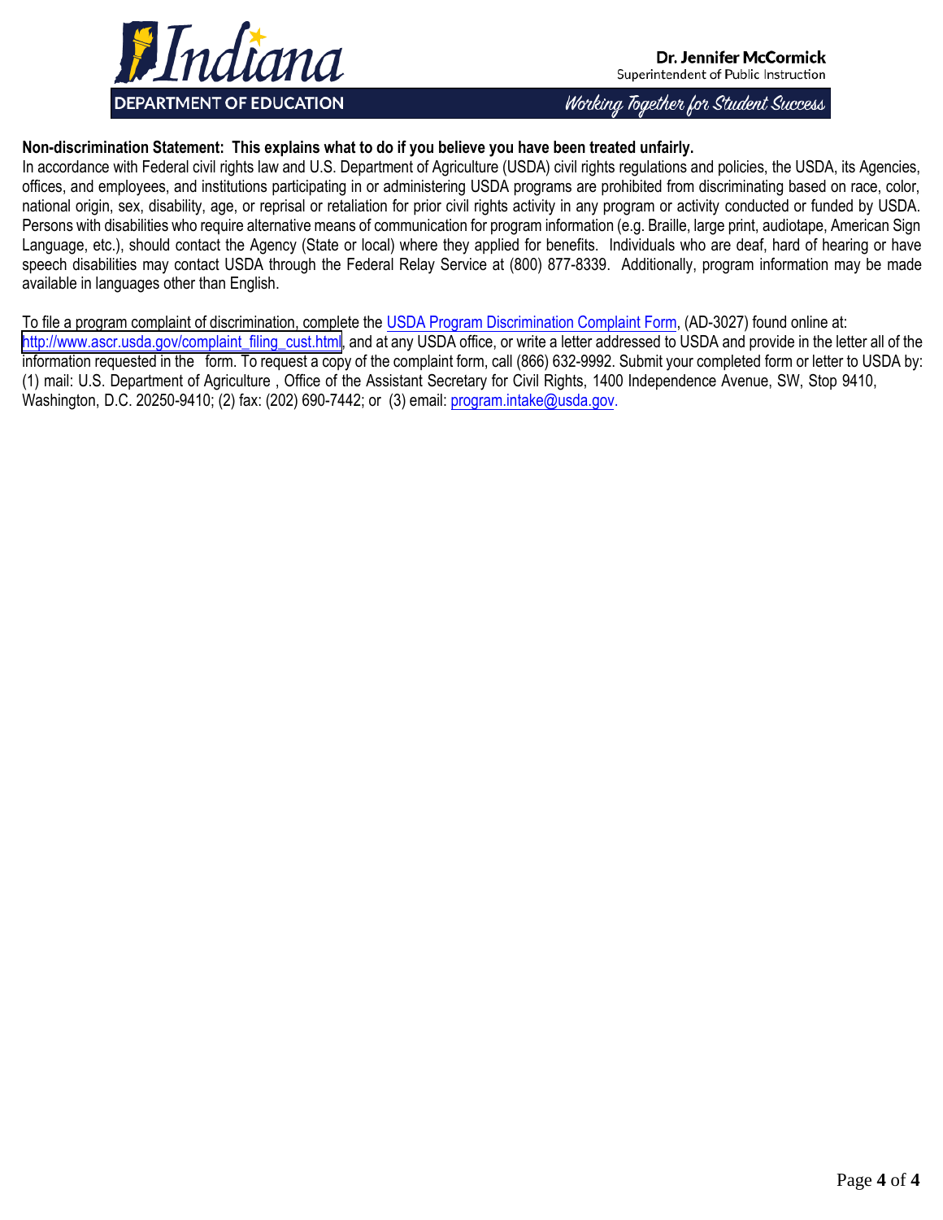**Non-discrimination Statement: This explains what to do if you believe you have been treated unfairly.**

In accordance with Federal civil rights law and U.S. Department of Agriculture (USDA) civil rights regulations and policies, the USDA, its Agencies, offices, and employees, and institutions participating in or administering USDA programs are prohibited from discriminating based on race, color, national origin, sex, disability, age, or reprisal or retaliation for prior civil rights activity in any program or activity conducted or funded by USDA. Persons with disabilities who require alternative means of communication for program information (e.g. Braille, large print, audiotape, American Sign Language, etc.), should contact the Agency (State or local) where they applied for benefits. Individuals who are deaf, hard of hearing or have speech disabilities may contact USDA through the Federal Relay Service at (800) 877-8339. Additionally, program information may be made available in languages other than English.

To file a program complaint of discrimination, complete the USDA Program Discrimination Complaint Form, (AD-3027) found online at: http://www.ascr.usda.gov/complaint_filing_cust.html, and at any USDA office, or write a letter addressed to USDA and provide in the letter all of the information requested in the form. To request a copy of the complaint form, call (866) 632-9992. Submit your completed form or letter to USDA by: (1) mail: U.S. Department of Agriculture , Office of the Assistant Secretary for Civil Rights, 1400 Independence Avenue, SW, Stop 9410, Washington, D.C. 20250-9410; (2) fax: (202) 690-7442; or (3) email: program.intake@usda.gov.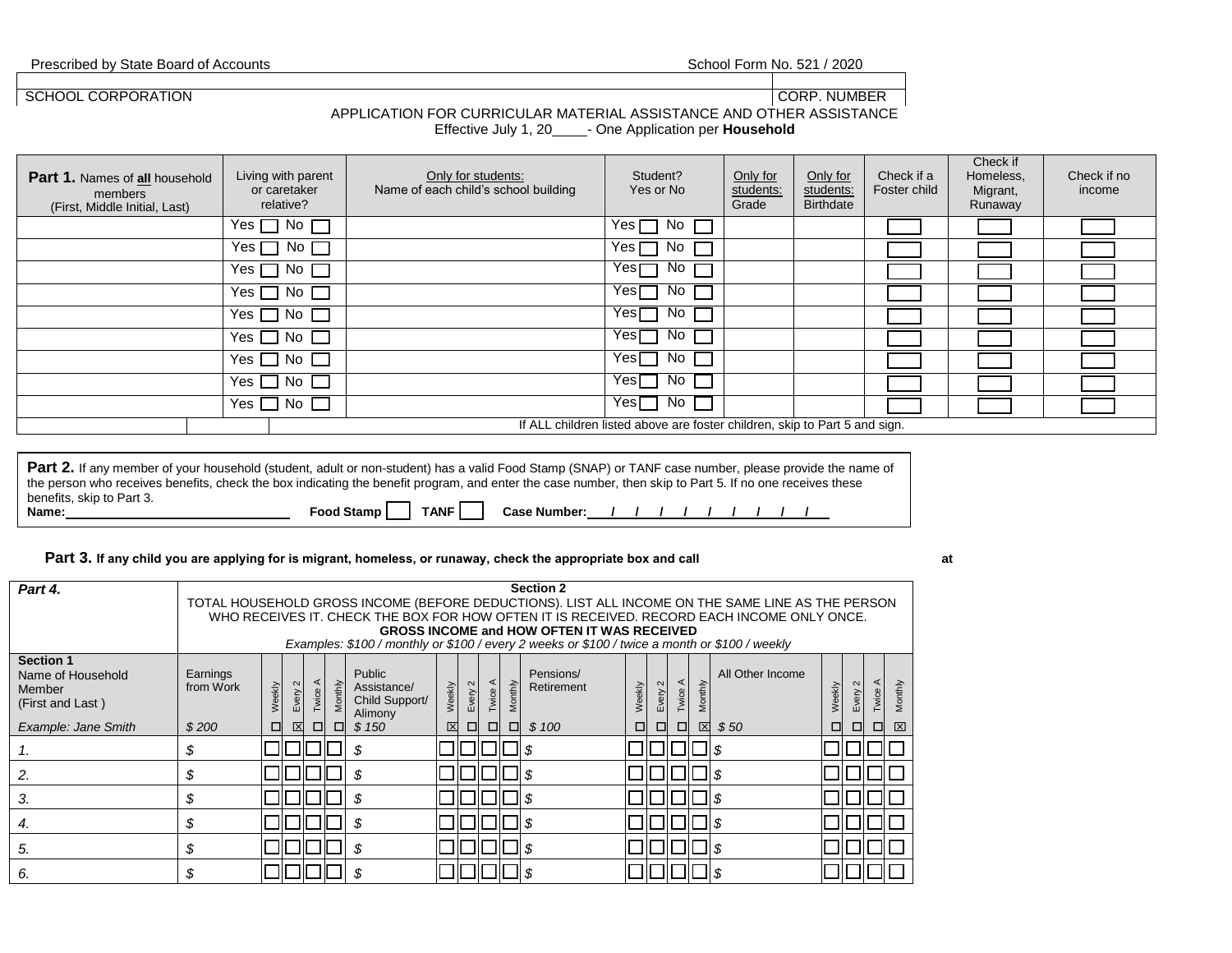Prescribed by State Board of Accounts | School Form No. 521 / 2020

| SCHOOL CORPORATION | CORP. NUMBER |
|---|---|

APPLICATION FOR CURRICULAR MATERIAL ASSISTANCE AND OTHER ASSISTANCE
Effective July 1, 20____- One Application per **Household**

| **Part 1.** Names of **all** household members (First, Middle Initial, Last) | Living with parent or caretaker relative? | Only for students: Name of each child's school building | Student? Yes or No | Only for students: Grade | Only for students: Birthdate | Check if a Foster child | Check if Homeless, Migrant, Runaway | Check if no income |
|---|---|---|---|---|---|---|---|---|
| | Yes ☐ No ☐ | | Yes ☐ No ☐ | | | ☐ | ☐ | ☐ |
| | Yes ☐ No ☐ | | Yes ☐ No ☐ | | | ☐ | ☐ | ☐ |
| | Yes ☐ No ☐ | | Yes ☐ No ☐ | | | ☐ | ☐ | ☐ |
| | Yes ☐ No ☐ | | Yes ☐ No ☐ | | | ☐ | ☐ | ☐ |
| | Yes ☐ No ☐ | | Yes ☐ No ☐ | | | ☐ | ☐ | ☐ |
| | Yes ☐ No ☐ | | Yes ☐ No ☐ | | | ☐ | ☐ | ☐ |
| | Yes ☐ No ☐ | | Yes ☐ No ☐ | | | ☐ | ☐ | ☐ |
| | Yes ☐ No ☐ | | Yes ☐ No ☐ | | | ☐ | ☐ | ☐ |
| | Yes ☐ No ☐ | | Yes ☐ No ☐ | | | ☐ | ☐ | ☐ |
| | | If ALL children listed above are foster children, skip to Part 5 and sign. | | | | | | |

**Part 2.** If any member of your household (student, adult or non-student) has a valid Food Stamp (SNAP) or TANF case number, please provide the name of the person who receives benefits, check the box indicating the benefit program, and enter the case number, then skip to Part 5. If no one receives these benefits, skip to Part 3.

**Name:**______________________________ **Food Stamp** ☐ **TANF** ☐ **Case Number:** ___/___/___/___/___/___/___/___/___/___

**Part 3. If any child you are applying for is migrant, homeless, or runaway, check the appropriate box and call** ______________________ **at** ______________________

| *Part 4.* | **Section 2** TOTAL HOUSEHOLD GROSS INCOME (BEFORE DEDUCTIONS). LIST ALL INCOME ON THE SAME LINE AS THE PERSON WHO RECEIVES IT. CHECK THE BOX FOR HOW OFTEN IT IS RECEIVED. RECORD EACH INCOME ONLY ONCE. **GROSS INCOME and HOW OFTEN IT WAS RECEIVED** *Examples: $100 / monthly or $100 / every 2 weeks or $100 / twice a month or $100 / weekly* | | | | | | | | | | | | | | | | | | | |
|---|---|---|---|---|---|---|---|---|---|---|---|---|---|---|---|---|---|---|---|---|
| **Section 1** Name of Household Member (First and Last) | Earnings from Work | Weekly | Every 2 | Twice A | Monthly | Public Assistance/ Child Support/ Alimony | Weekly | Every 2 | Twice A | Monthly | Pensions/ Retirement | Weekly | Every 2 | Twice A | Monthly | All Other Income | Weekly | Every 2 | Twice A | Monthly |
| *Example: Jane Smith* | *$ 200* | ☐ | ☒ | ☐ | ☐ | *$ 150* | ☒ | ☐ | ☐ | ☐ | *$ 100* | ☐ | ☐ | ☐ | ☒ | *$ 50* | ☐ | ☐ | ☐ | ☒ |
| *1.* | *$* | ☐ | ☐ | ☐ | ☐ | *$* | ☐ | ☐ | ☐ | ☐ | *$* | ☐ | ☐ | ☐ | ☐ | *$* | ☐ | ☐ | ☐ | ☐ |
| *2.* | *$* | ☐ | ☐ | ☐ | ☐ | *$* | ☐ | ☐ | ☐ | ☐ | *$* | ☐ | ☐ | ☐ | ☐ | *$* | ☐ | ☐ | ☐ | ☐ |
| *3.* | *$* | ☐ | ☐ | ☐ | ☐ | *$* | ☐ | ☐ | ☐ | ☐ | *$* | ☐ | ☐ | ☐ | ☐ | *$* | ☐ | ☐ | ☐ | ☐ |
| *4.* | *$* | ☐ | ☐ | ☐ | ☐ | *$* | ☐ | ☐ | ☐ | ☐ | *$* | ☐ | ☐ | ☐ | ☐ | *$* | ☐ | ☐ | ☐ | ☐ |
| *5.* | *$* | ☐ | ☐ | ☐ | ☐ | *$* | ☐ | ☐ | ☐ | ☐ | *$* | ☐ | ☐ | ☐ | ☐ | *$* | ☐ | ☐ | ☐ | ☐ |
| *6.* | *$* | ☐ | ☐ | ☐ | ☐ | *$* | ☐ | ☐ | ☐ | ☐ | *$* | ☐ | ☐ | ☐ | ☐ | *$* | ☐ | ☐ | ☐ | ☐ |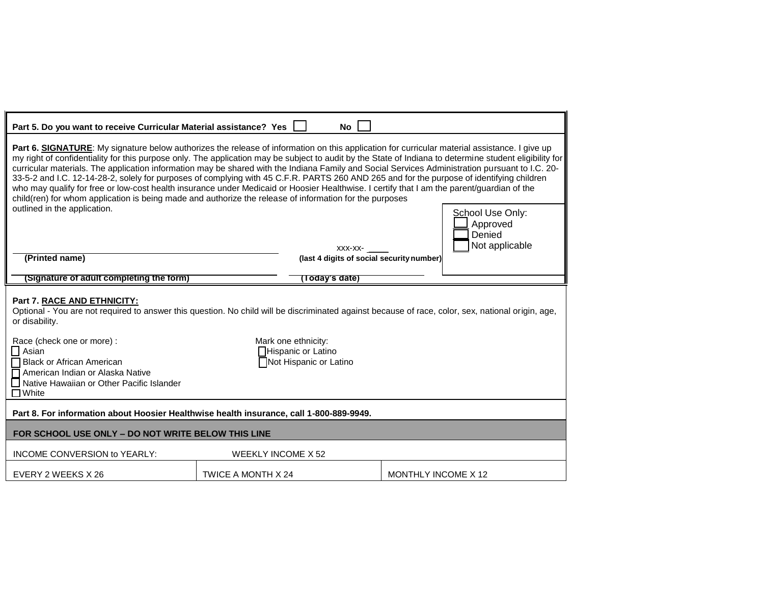**Part 5. Do you want to receive Curricular Material assistance?** Yes ☐ No ☐

**Part 6. SIGNATURE**: My signature below authorizes the release of information on this application for curricular material assistance. I give up my right of confidentiality for this purpose only. The application may be subject to audit by the State of Indiana to determine student eligibility for curricular materials. The application information may be shared with the Indiana Family and Social Services Administration pursuant to I.C. 20-33-5-2 and I.C. 12-14-28-2, solely for purposes of complying with 45 C.F.R. PARTS 260 AND 265 and for the purpose of identifying children who may qualify for free or low-cost health insurance under Medicaid or Hoosier Healthwise. I certify that I am the parent/guardian of the child(ren) for whom application is being made and authorize the release of information for the purposes outlined in the application.

School Use Only:
☐ Approved
☐ Denied
☐ Not applicable

_______________________________ xxx-xx- ____
**(Printed name)** **(last 4 digits of social security number)**

_______________________________ _______________
**(Signature of adult completing the form)** **(Today's date)**

**Part 7. RACE AND ETHNICITY:**

Optional - You are not required to answer this question. No child will be discriminated against because of race, color, sex, national origin, age, or disability.

Race (check one or more) :
- ☐ Asian
- ☐ Black or African American
- ☐ American Indian or Alaska Native
- ☐ Native Hawaiian or Other Pacific Islander
- ☐ White

Mark one ethnicity:
- ☐ Hispanic or Latino
- ☐ Not Hispanic or Latino

**Part 8. For information about Hoosier Healthwise health insurance, call 1-800-889-9949.**

**FOR SCHOOL USE ONLY – DO NOT WRITE BELOW THIS LINE**

| INCOME CONVERSION to YEARLY: | WEEKLY INCOME X 52 | |
|---|---|---|
| EVERY 2 WEEKS X 26 | TWICE A MONTH X 24 | MONTHLY INCOME X 12 |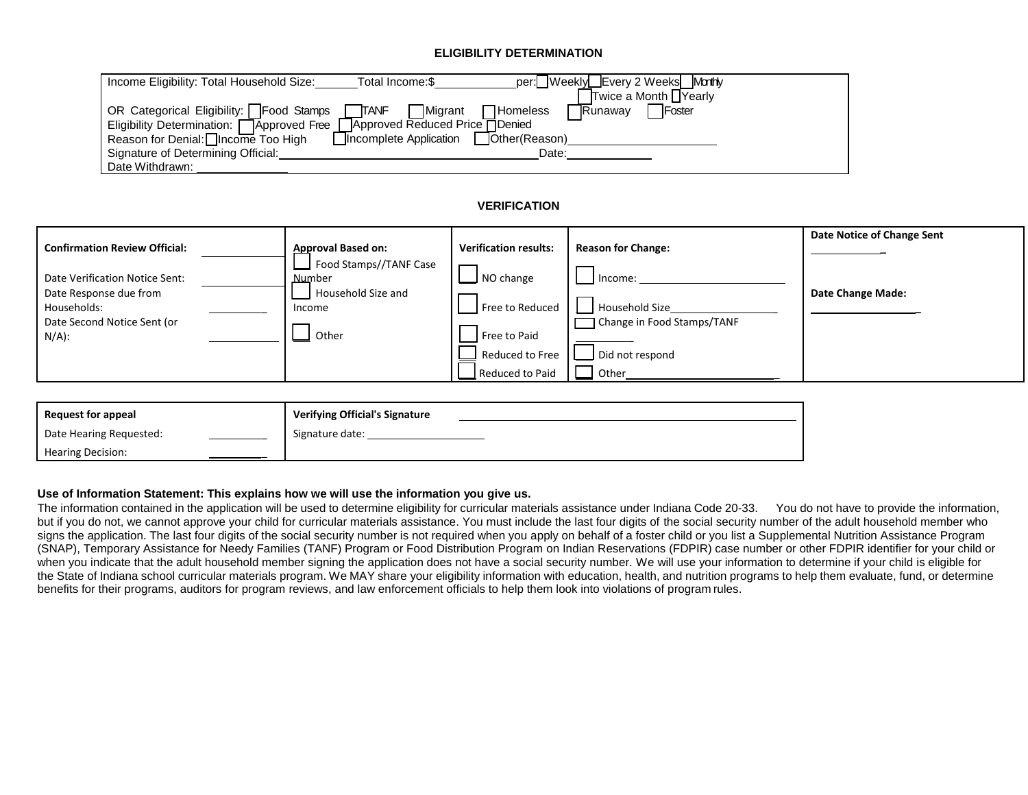## ELIGIBILITY DETERMINATION

Income Eligibility: Total Household Size:______ Total Income:$____________ per: ☐ Weekly ☐ Every 2 Weeks ☐ Monthly ☐ Twice a Month ☐ Yearly

OR Categorical Eligibility: ☐ Food Stamps ☐ TANF ☐ Migrant ☐ Homeless ☐ Runaway ☐ Foster

Eligibility Determination: ☐ Approved Free ☐ Approved Reduced Price ☐ Denied

Reason for Denial: ☐ Income Too High ☐ Incomplete Application ☐ Other(Reason)______________________

Signature of Determining Official:_____________________________________ Date:____________

Date Withdrawn: ______________

## VERIFICATION

| | | | | |
|---|---|---|---|---|
| **Confirmation Review Official:** ____________<br><br>Date Verification Notice Sent: ____________<br>Date Response due from Households: __________<br>Date Second Notice Sent (or N/A): ____________ | **Approval Based on:**<br>☐ Food Stamps//TANF Case Number<br>☐ Household Size and Income<br>☐ Other | **Verification results:**<br>☐ NO change<br>☐ Free to Reduced<br>☐ Free to Paid<br>☐ Reduced to Free<br>☐ Reduced to Paid | **Reason for Change:**<br>☐ Income: ________________________<br>☐ Household Size__________________<br>☐ Change in Food Stamps/TANF __________<br>☐ Did not respond<br>☐ Other_________________________ | **Date Notice of Change Sent**<br>___________<br><br>**Date Change Made:**<br>_________________ |

| | |
|---|---|
| **Request for appeal**<br>Date Hearing Requested: __________<br>Hearing Decision: _________ | **Verifying Official's Signature** ________________________________________<br>Signature date: ____________________ |

**Use of Information Statement: This explains how we will use the information you give us.**

The information contained in the application will be used to determine eligibility for curricular materials assistance under Indiana Code 20-33. You do not have to provide the information, but if you do not, we cannot approve your child for curricular materials assistance. You must include the last four digits of the social security number of the adult household member who signs the application. The last four digits of the social security number is not required when you apply on behalf of a foster child or you list a Supplemental Nutrition Assistance Program (SNAP), Temporary Assistance for Needy Families (TANF) Program or Food Distribution Program on Indian Reservations (FDPIR) case number or other FDPIR identifier for your child or when you indicate that the adult household member signing the application does not have a social security number. We will use your information to determine if your child is eligible for the State of Indiana school curricular materials program. We MAY share your eligibility information with education, health, and nutrition programs to help them evaluate, fund, or determine benefits for their programs, auditors for program reviews, and law enforcement officials to help them look into violations of program rules.